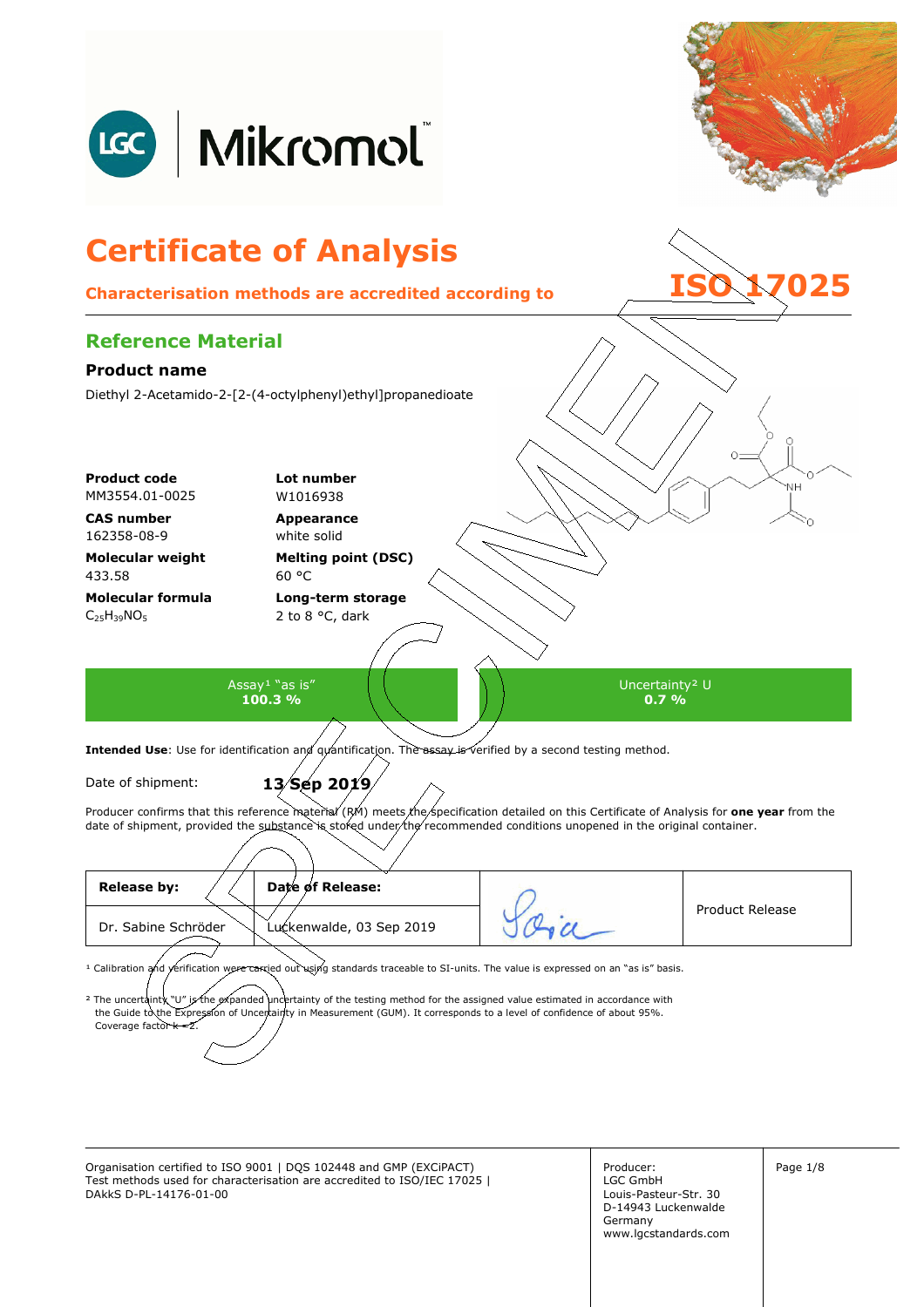# Certificate of Analysis

**Characterisation methods are accredited according to ISO 17025**

## Reference Material

### Product name

Diethyl 2-Acetamido-2-[2-(4-octylphenyl)ethyl]propanedioate

| | |
|---|---|
| **Product code**<br>MM3554.01-0025 | **Lot number**<br>W1016938 |
| **CAS number**<br>162358-08-9 | **Appearance**<br>white solid |
| **Molecular weight**<br>433.58 | **Melting point (DSC)**<br>60 °C |
| **Molecular formula**<br>$C_{25}H_{39}NO_5$ | **Long-term storage**<br>2 to 8 °C, dark |

| Assay[1] "as is" | Uncertainty[2] U |
|---|---|
| **100.3 %** | **0.7 %** |

**Intended Use**: Use for identification and quantification. The assay is verified by a second testing method.

Date of shipment: **13 Sep 2019**

Producer confirms that this reference material (RM) meets the specification detailed on this Certificate of Analysis for **one year** from the date of shipment, provided the substance is stored under the recommended conditions unopened in the original container.

| Release by: | Date of Release: | | Product Release |
|---|---|---|---|
| Dr. Sabine Schröder | Luckenwalde, 03 Sep 2019 | | |

[1] Calibration and verification were carried out using standards traceable to SI-units. The value is expressed on an "as is" basis.

[2] The uncertainty "U" is the expanded uncertainty of the testing method for the assigned value estimated in accordance with the Guide to the Expression of Uncertainty in Measurement (GUM). It corresponds to a level of confidence of about 95%. Coverage factor k = 2.

Organisation certified to ISO 9001 | DQS 102448 and GMP (EXCiPACT)
Test methods used for characterisation are accredited to ISO/IEC 17025 | DAkkS D-PL-14176-01-00

Producer:
LGC GmbH
Louis-Pasteur-Str. 30
D-14943 Luckenwalde
Germany
www.lgcstandards.com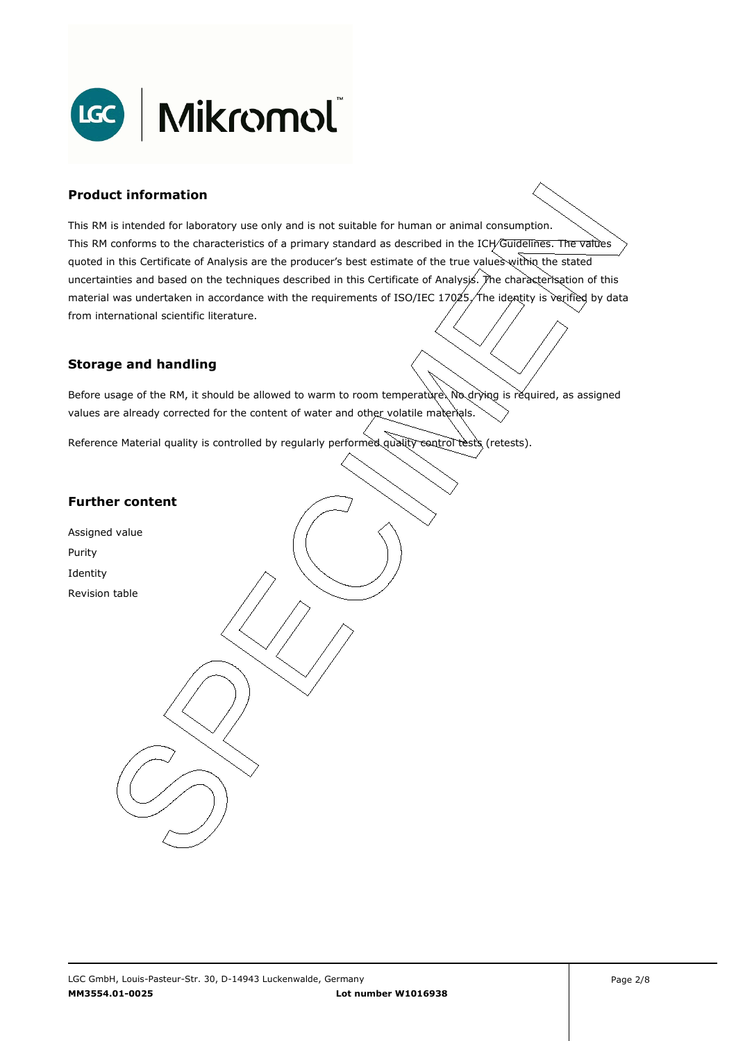## Product information

This RM is intended for laboratory use only and is not suitable for human or animal consumption.
This RM conforms to the characteristics of a primary standard as described in the ICH Guidelines. The values quoted in this Certificate of Analysis are the producer's best estimate of the true values within the stated uncertainties and based on the techniques described in this Certificate of Analysis. The characterisation of this material was undertaken in accordance with the requirements of ISO/IEC 17025. The identity is verified by data from international scientific literature.

## Storage and handling

Before usage of the RM, it should be allowed to warm to room temperature. No drying is required, as assigned values are already corrected for the content of water and other volatile materials.

Reference Material quality is controlled by regularly performed quality control tests (retests).

## Further content

Assigned value
Purity
Identity
Revision table

LGC GmbH, Louis-Pasteur-Str. 30, D-14943 Luckenwalde, Germany
**MM3554.01-0025** **Lot number W1016938**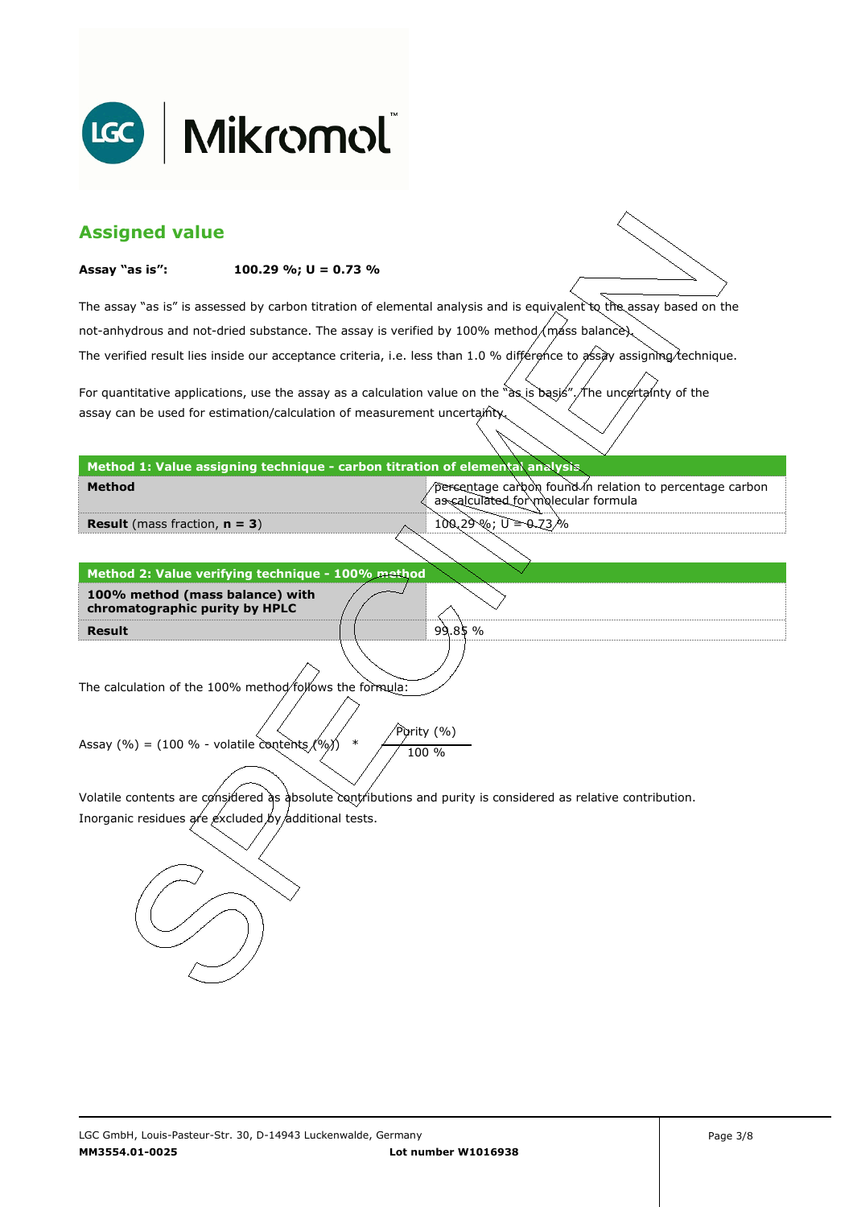## Assigned value

**Assay "as is":** **100.29 %; U = 0.73 %**

The assay "as is" is assessed by carbon titration of elemental analysis and is equivalent to the assay based on the not-anhydrous and not-dried substance. The assay is verified by 100% method (mass balance). The verified result lies inside our acceptance criteria, i.e. less than 1.0 % difference to assay assigning technique.

For quantitative applications, use the assay as a calculation value on the "as is basis". The uncertainty of the assay can be used for estimation/calculation of measurement uncertainty.

| Method 1: Value assigning technique - carbon titration of elemental analysis | |
|---|---|
| **Method** | percentage carbon found in relation to percentage carbon as calculated for molecular formula |
| **Result** (mass fraction, **n = 3**) | 100.29 %; U = 0.73 % |

| Method 2: Value verifying technique - 100% method | |
|---|---|
| **100% method (mass balance) with chromatographic purity by HPLC** | |
| **Result** | 99.85 % |

The calculation of the 100% method follows the formula:

$$\text{Assay (\%)} = (100\ \% - \text{volatile contents (\%)}) \quad * \quad \frac{\text{Purity (\%)}}{100\ \%}$$

Volatile contents are considered as absolute contributions and purity is considered as relative contribution. Inorganic residues are excluded by additional tests.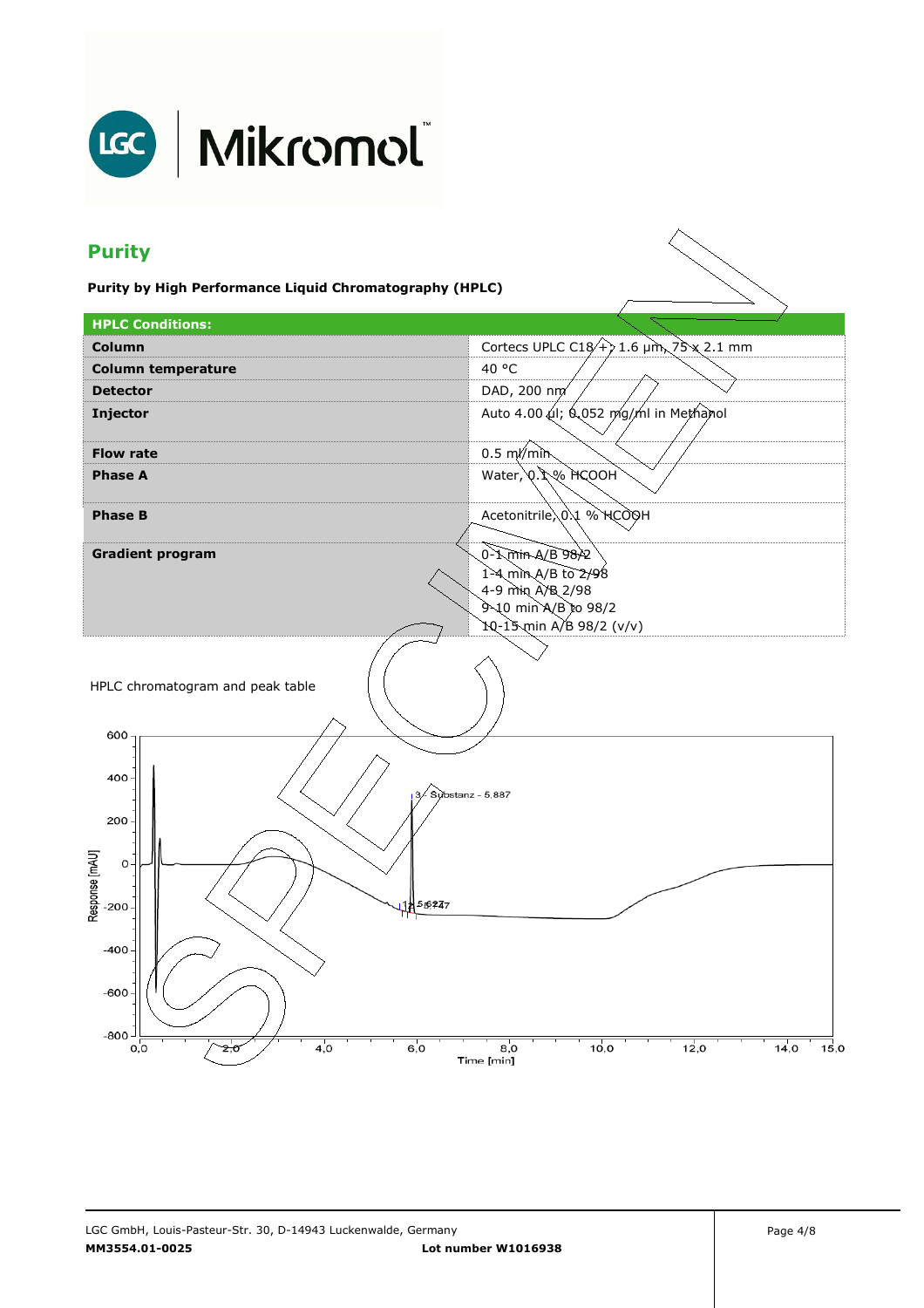## Purity

**Purity by High Performance Liquid Chromatography (HPLC)**

| HPLC Conditions: | |
|---|---|
| **Column** | Cortecs UPLC C18(+) 1.6 µm, 75 x 2.1 mm |
| **Column temperature** | 40 °C |
| **Detector** | DAD, 200 nm |
| **Injector** | Auto 4.00 µl; 0.052 mg/ml in Methanol |
| **Flow rate** | 0.5 ml/min |
| **Phase A** | Water, 0.1 % HCOOH |
| **Phase B** | Acetonitrile, 0.1 % HCOOH |
| **Gradient program** | 0-1 min A/B 98/2<br>1-4 min A/B to 2/98<br>4-9 min A/B 2/98<br>9-10 min A/B to 98/2<br>10-15 min A/B 98/2 (v/v) |

HPLC chromatogram and peak table

3 - Substanz - 5.887

Response [mAU]

Time [min]

LGC GmbH, Louis-Pasteur-Str. 30, D-14943 Luckenwalde, Germany

**MM3554.01-0025** **Lot number W1016938**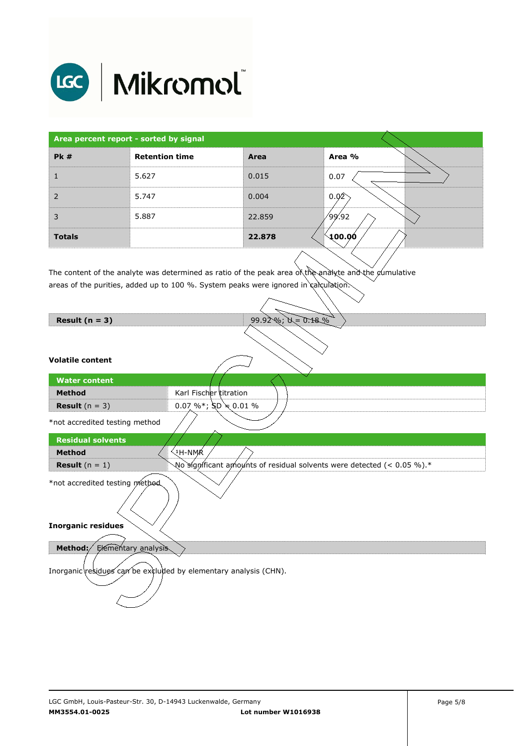| Area percent report - sorted by signal | | | |
|---|---|---|---|
| **Pk #** | **Retention time** | **Area** | **Area %** |
| 1 | 5.627 | 0.015 | 0.07 |
| 2 | 5.747 | 0.004 | 0.02 |
| 3 | 5.887 | 22.859 | 99.92 |
| **Totals** | | **22.878** | **100.00** |

The content of the analyte was determined as ratio of the peak area of the analyte and the cumulative areas of the purities, added up to 100 %. System peaks were ignored in calculation.

| **Result (n = 3)** | 99.92 %; U = 0.18 % |
|---|---|

### Volatile content

| Water content | |
|---|---|
| **Method** | Karl Fischer titration |
| **Result** (n = 3) | 0.07 %*; SD = 0.01 % |

*not accredited testing method

| Residual solvents | |
|---|---|
| **Method** | $^{1}$H-NMR |
| **Result** (n = 1) | No significant amounts of residual solvents were detected (< 0.05 %).* |

*not accredited testing method

### Inorganic residues

| **Method:** Elementary analysis |
|---|

Inorganic residues can be excluded by elementary analysis (CHN).

LGC GmbH, Louis-Pasteur-Str. 30, D-14943 Luckenwalde, Germany
**MM3554.01-0025** **Lot number W1016938**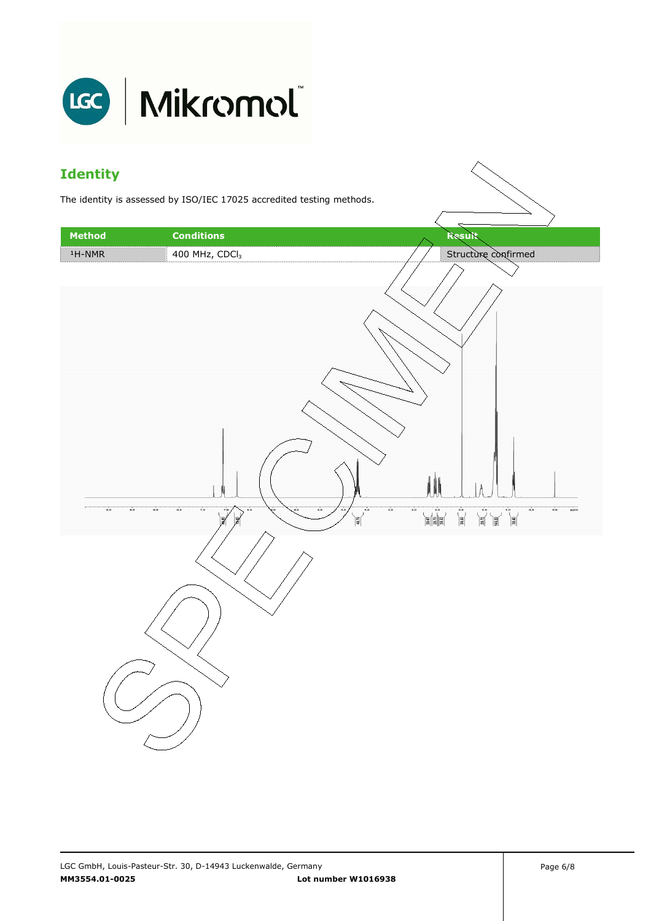## Identity

The identity is assessed by ISO/IEC 17025 accredited testing methods.

| Method | Conditions | Result |
| --- | --- | --- |
| $^1$H-NMR | 400 MHz, $CDCl_3$ | Structure confirmed |

SPECIMEN

LGC GmbH, Louis-Pasteur-Str. 30, D-14943 Luckenwalde, Germany

**MM3554.01-0025** **Lot number W1016938**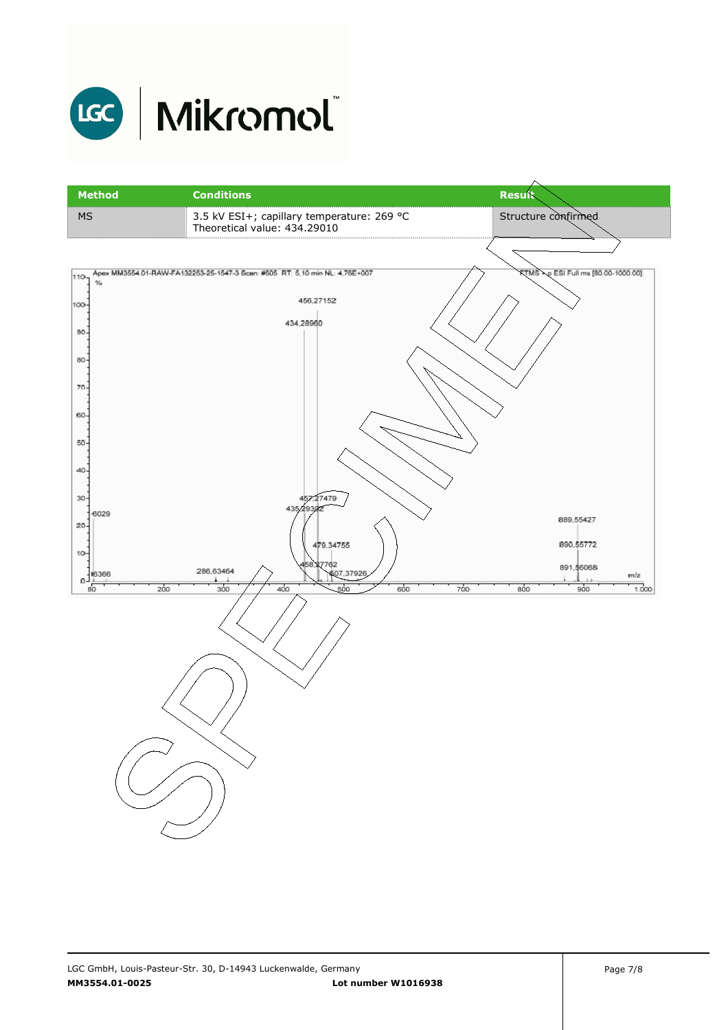| Method | Conditions | Result |
| --- | --- | --- |
| MS | 3.5 kV ESI+; capillary temperature: 269 °C<br>Theoretical value: 434.29010 | Structure confirmed |

Apex MM3554.01-RAW-FA132253-25-1547-3 Scan: #505 RT: 5,10 min NL: 4,76E+007

FTMS + p ESI Full ms [80.00-1000.00]

| m/z | Relative abundance |
| --- | --- |
| 456,27152 | ~100 |
| 434,28960 | ~92 |
| 457,27479 | ~29 |
| 435,29332 | ~25 |
| 6029 | ~24 |
| 889,55427 | ~22 |
| 479,34755 | ~13 |
| 890,55772 | ~13 |
| 458,27762 | ~6 |
| 891,56068 | ~5 |
| 286,63464 | ~3 |
| 6366 | ~3 |
| 507,37926 | ~3 |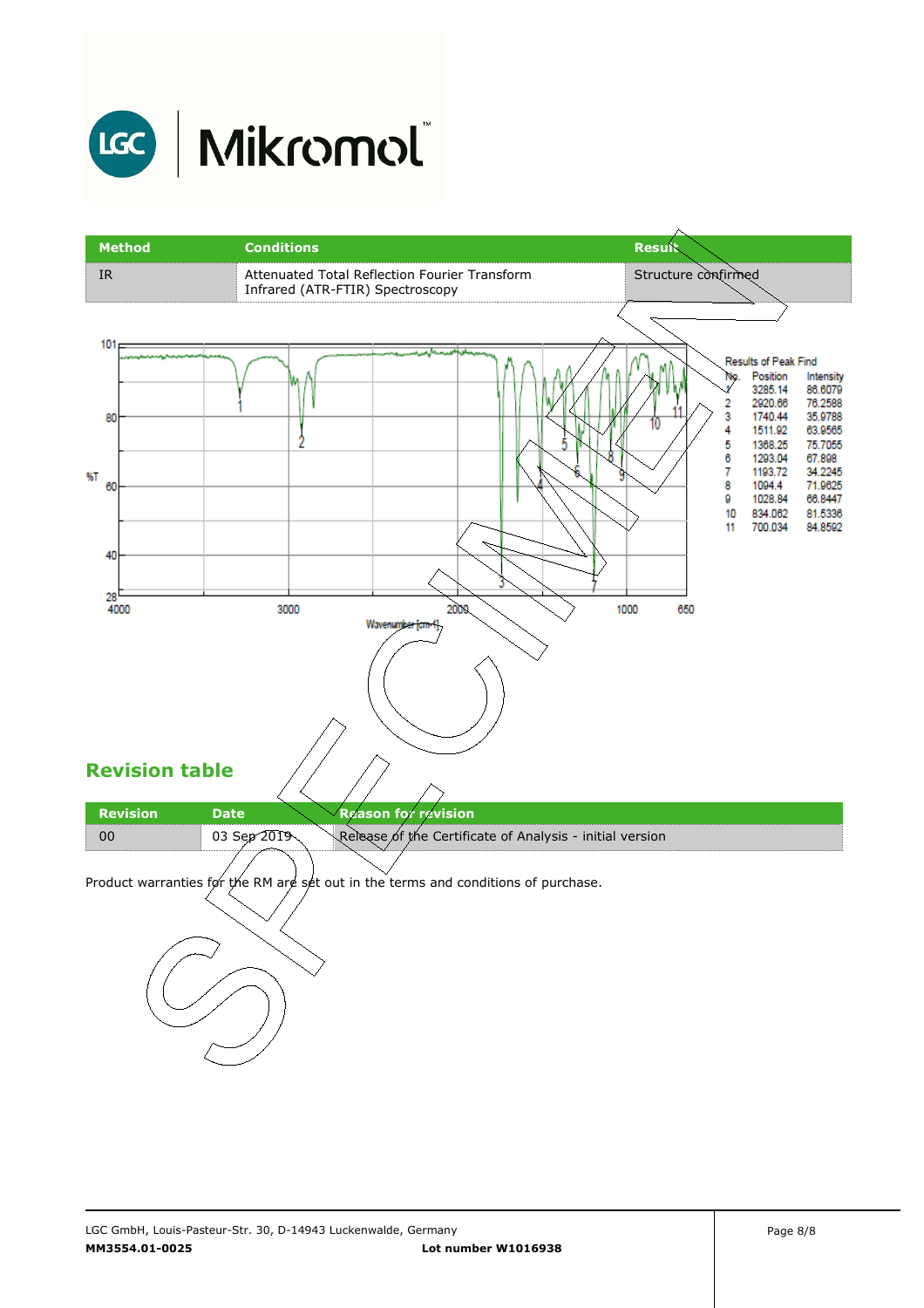| Method | Conditions | Result |
| --- | --- | --- |
| IR | Attenuated Total Reflection Fourier Transform Infrared (ATR-FTIR) Spectroscopy | Structure confirmed |

101
80
%T
60
40
28
4000
3000
2000
1000
650
Wavenumber [cm-1]

Results of Peak Find
No. Position Intensity
1 3285.14 86.6079
2 2920.66 76.2588
3 1740.44 35.9788
4 1511.92 63.9565
5 1368.25 75.7055
6 1293.04 67.898
7 1193.72 34.2245
8 1094.4 71.9625
9 1028.84 66.8447
10 834.062 81.5336
11 700.034 84.8592

## Revision table

| Revision | Date | Reason for revision |
| --- | --- | --- |
| 00 | 03 Sep 2019 | Release of the Certificate of Analysis - initial version |

Product warranties for the RM are set out in the terms and conditions of purchase.

LGC GmbH, Louis-Pasteur-Str. 30, D-14943 Luckenwalde, Germany
**MM3554.01-0025** **Lot number W1016938**